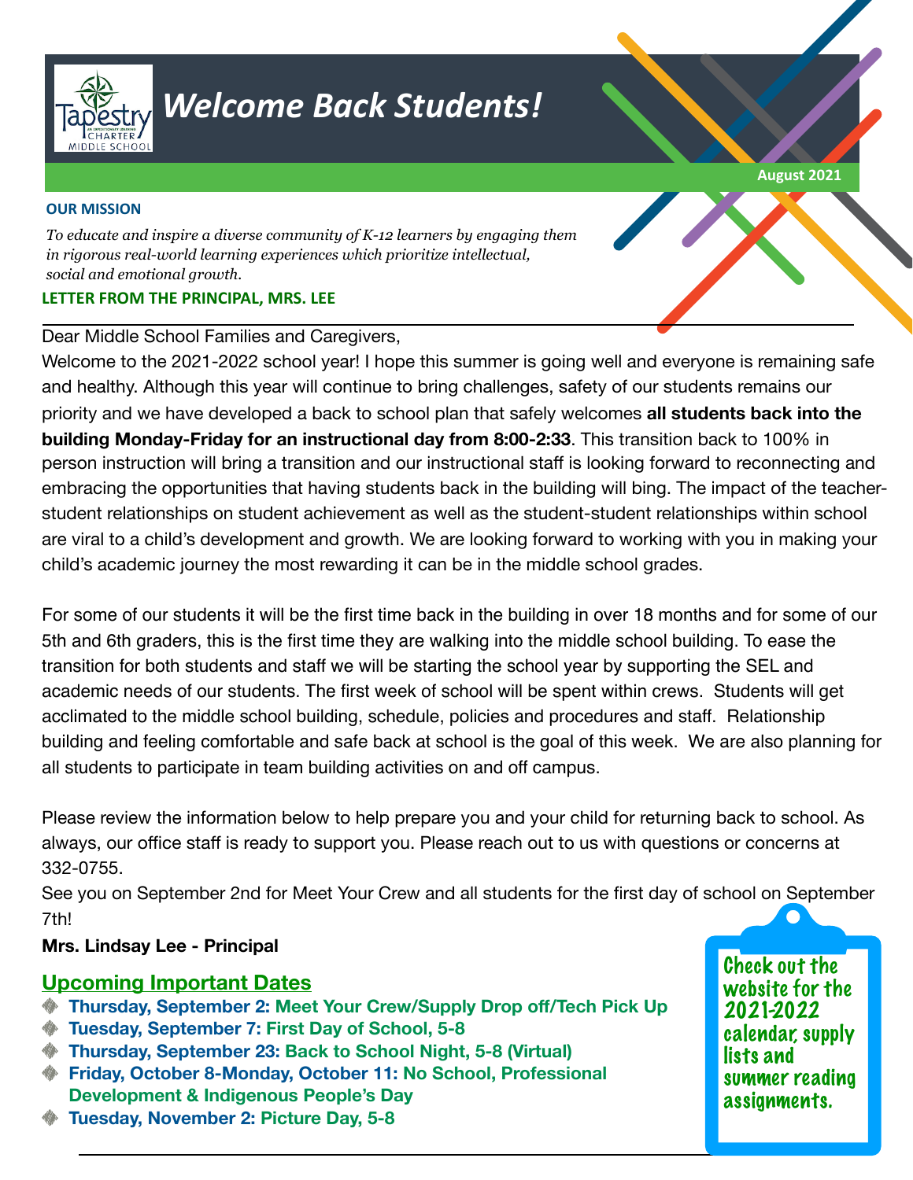# Welcome Back Students!

August 2021

**OUR MISSION**

*To educate and inspire a diverse community of K-12 learners by engaging them in rigorous real-world learning experiences which prioritize intellectual, social and emotional growth.*

## LETTER FROM THE PRINCIPAL, MRS. LEE

Dear Middle School Families and Caregivers,

Welcome to the 2021-2022 school year! I hope this summer is going well and everyone is remaining safe and healthy. Although this year will continue to bring challenges, safety of our students remains our priority and we have developed a back to school plan that safely welcomes **all students back into the building Monday-Friday for an instructional day from 8:00-2:33**. This transition back to 100% in person instruction will bring a transition and our instructional staff is looking forward to reconnecting and embracing the opportunities that having students back in the building will bing. The impact of the teacher-student relationships on student achievement as well as the student-student relationships within school are viral to a child's development and growth. We are looking forward to working with you in making your child's academic journey the most rewarding it can be in the middle school grades.

For some of our students it will be the first time back in the building in over 18 months and for some of our 5th and 6th graders, this is the first time they are walking into the middle school building. To ease the transition for both students and staff we will be starting the school year by supporting the SEL and academic needs of our students. The first week of school will be spent within crews. Students will get acclimated to the middle school building, schedule, policies and procedures and staff. Relationship building and feeling comfortable and safe back at school is the goal of this week. We are also planning for all students to participate in team building activities on and off campus.

Please review the information below to help prepare you and your child for returning back to school. As always, our office staff is ready to support you. Please reach out to us with questions or concerns at 332-0755.

See you on September 2nd for Meet Your Crew and all students for the first day of school on September 7th!

**Mrs. Lindsay Lee - Principal**

## Upcoming Important Dates

- **Thursday, September 2:** Meet Your Crew/Supply Drop off/Tech Pick Up
- **Tuesday, September 7:** First Day of School, 5-8
- **Thursday, September 23:** Back to School Night, 5-8 (Virtual)
- **Friday, October 8-Monday, October 11:** No School, Professional Development & Indigenous People's Day
- **Tuesday, November 2:** Picture Day, 5-8

Check out the website for the 2021-2022 calendar, supply lists and summer reading assignments.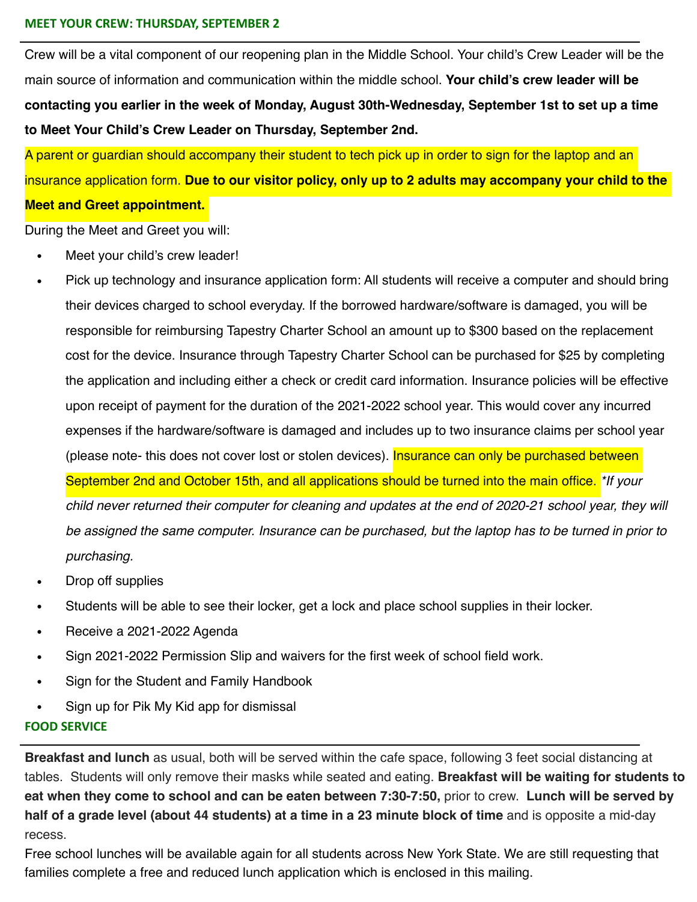## MEET YOUR CREW: THURSDAY, SEPTEMBER 2

Crew will be a vital component of our reopening plan in the Middle School. Your child's Crew Leader will be the main source of information and communication within the middle school. **Your child's crew leader will be contacting you earlier in the week of Monday, August 30th-Wednesday, September 1st to set up a time to Meet Your Child's Crew Leader on Thursday, September 2nd.**

A parent or guardian should accompany their student to tech pick up in order to sign for the laptop and an insurance application form. **Due to our visitor policy, only up to 2 adults may accompany your child to the Meet and Greet appointment.**

During the Meet and Greet you will:

- Meet your child's crew leader!
- Pick up technology and insurance application form: All students will receive a computer and should bring their devices charged to school everyday. If the borrowed hardware/software is damaged, you will be responsible for reimbursing Tapestry Charter School an amount up to $300 based on the replacement cost for the device. Insurance through Tapestry Charter School can be purchased for $25 by completing the application and including either a check or credit card information. Insurance policies will be effective upon receipt of payment for the duration of the 2021-2022 school year. This would cover any incurred expenses if the hardware/software is damaged and includes up to two insurance claims per school year (please note- this does not cover lost or stolen devices). Insurance can only be purchased between September 2nd and October 15th, and all applications should be turned into the main office. *\*If your child never returned their computer for cleaning and updates at the end of 2020-21 school year, they will be assigned the same computer. Insurance can be purchased, but the laptop has to be turned in prior to purchasing.*
- Drop off supplies
- Students will be able to see their locker, get a lock and place school supplies in their locker.
- Receive a 2021-2022 Agenda
- Sign 2021-2022 Permission Slip and waivers for the first week of school field work.
- Sign for the Student and Family Handbook
- Sign up for Pik My Kid app for dismissal

## FOOD SERVICE

**Breakfast and lunch** as usual, both will be served within the cafe space, following 3 feet social distancing at tables. Students will only remove their masks while seated and eating. **Breakfast will be waiting for students to eat when they come to school and can be eaten between 7:30-7:50,** prior to crew. **Lunch will be served by half of a grade level (about 44 students) at a time in a 23 minute block of time** and is opposite a mid-day recess.

Free school lunches will be available again for all students across New York State. We are still requesting that families complete a free and reduced lunch application which is enclosed in this mailing.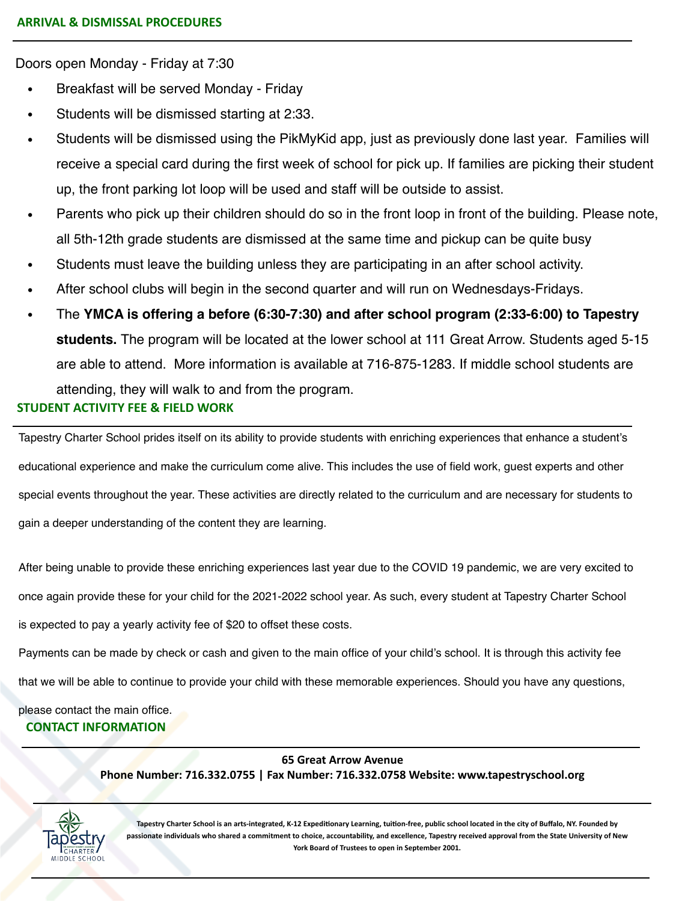## ARRIVAL & DISMISSAL PROCEDURES

Doors open Monday - Friday at 7:30

- Breakfast will be served Monday - Friday
- Students will be dismissed starting at 2:33.
- Students will be dismissed using the PikMyKid app, just as previously done last year. Families will receive a special card during the first week of school for pick up. If families are picking their student up, the front parking lot loop will be used and staff will be outside to assist.
- Parents who pick up their children should do so in the front loop in front of the building. Please note, all 5th-12th grade students are dismissed at the same time and pickup can be quite busy
- Students must leave the building unless they are participating in an after school activity.
- After school clubs will begin in the second quarter and will run on Wednesdays-Fridays.
- The **YMCA is offering a before (6:30-7:30) and after school program (2:33-6:00) to Tapestry students.** The program will be located at the lower school at 111 Great Arrow. Students aged 5-15 are able to attend. More information is available at 716-875-1283. If middle school students are attending, they will walk to and from the program.

## STUDENT ACTIVITY FEE & FIELD WORK

Tapestry Charter School prides itself on its ability to provide students with enriching experiences that enhance a student's educational experience and make the curriculum come alive. This includes the use of field work, guest experts and other special events throughout the year. These activities are directly related to the curriculum and are necessary for students to gain a deeper understanding of the content they are learning.

After being unable to provide these enriching experiences last year due to the COVID 19 pandemic, we are very excited to once again provide these for your child for the 2021-2022 school year. As such, every student at Tapestry Charter School is expected to pay a yearly activity fee of $20 to offset these costs.

Payments can be made by check or cash and given to the main office of your child's school. It is through this activity fee that we will be able to continue to provide your child with these memorable experiences. Should you have any questions, please contact the main office.

## CONTACT INFORMATION

**65 Great Arrow Avenue**

**Phone Number: 716.332.0755 | Fax Number: 716.332.0758 Website: www.tapestryschool.org**

Tapestry Charter Middle School

**Tapestry Charter School is an arts-integrated, K-12 Expeditionary Learning, tuition-free, public school located in the city of Buffalo, NY. Founded by passionate individuals who shared a commitment to choice, accountability, and excellence, Tapestry received approval from the State University of New York Board of Trustees to open in September 2001.**